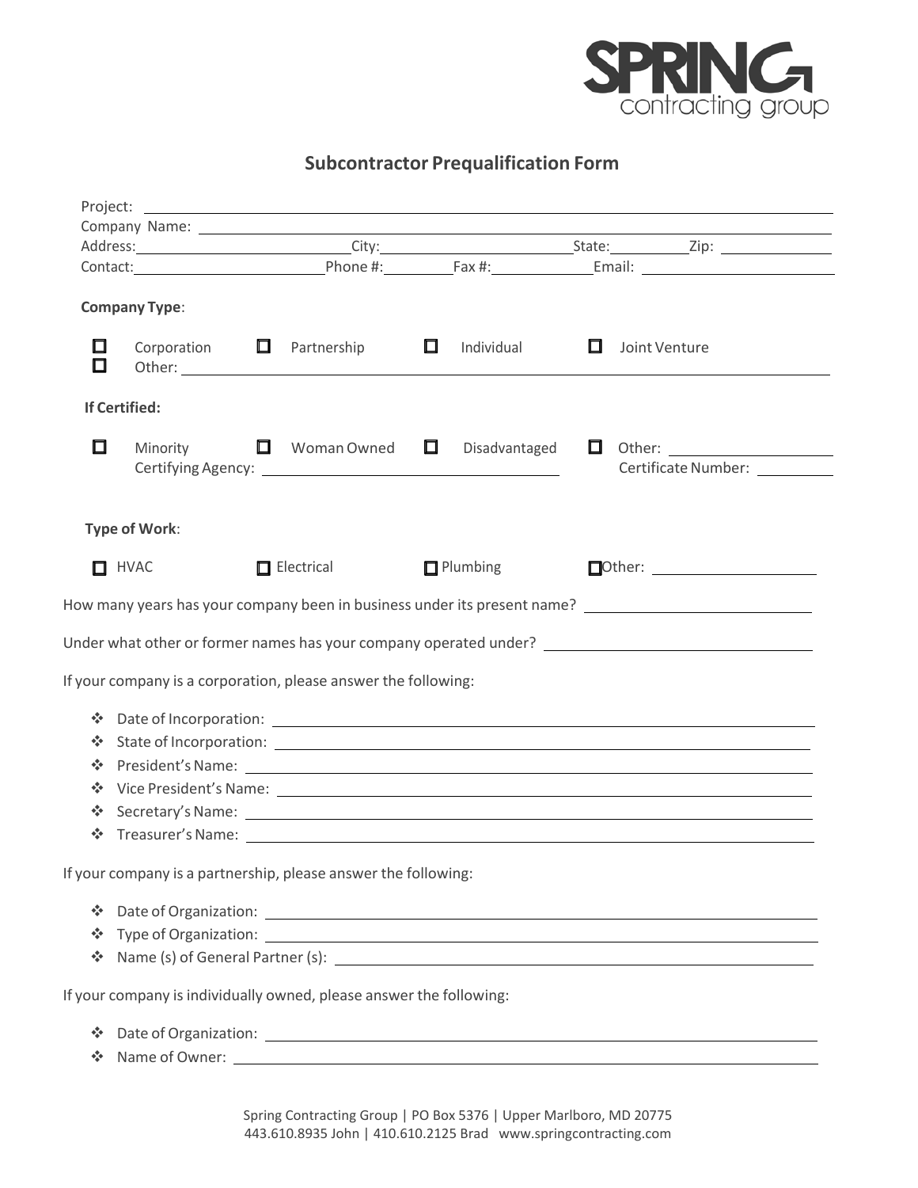SPRING contracting group

## Subcontractor Prequalification Form

Project: ____________________

Company Name: ____________________

Address: ____________ City: ____________ State: ________ Zip: ________

Contact: ____________ Phone #: ________ Fax #: ________ Email: ____________

**Company Type**:

☐ Corporation ☐ Partnership ☐ Individual ☐ Joint Venture

☐ Other: ____________________

**If Certified:**

☐ Minority ☐ Woman Owned ☐ Disadvantaged ☐ Other: ____________

Certifying Agency: ____________________ Certificate Number: ____________

**Type of Work**:

☐ HVAC ☐ Electrical ☐ Plumbing ☐ Other: ____________

How many years has your company been in business under its present name? ____________

Under what other or former names has your company operated under? ____________

If your company is a corporation, please answer the following:

- Date of Incorporation: ____________
- State of Incorporation: ____________
- President's Name: ____________
- Vice President's Name: ____________
- Secretary's Name: ____________
- Treasurer's Name: ____________

If your company is a partnership, please answer the following:

- Date of Organization: ____________
- Type of Organization: ____________
- Name (s) of General Partner (s): ____________

If your company is individually owned, please answer the following:

- Date of Organization: ____________
- Name of Owner: ____________

Spring Contracting Group | PO Box 5376 | Upper Marlboro, MD 20775
443.610.8935 John | 410.610.2125 Brad www.springcontracting.com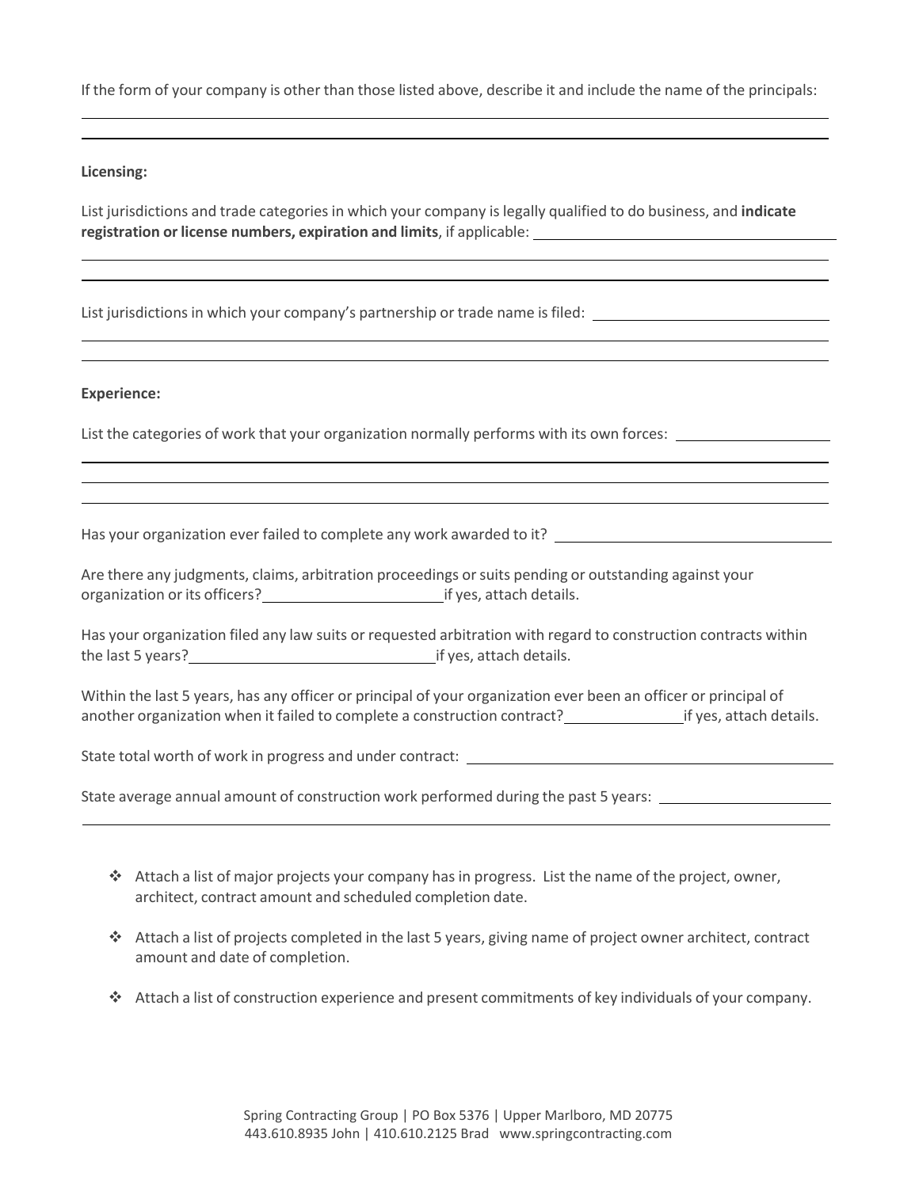If the form of your company is other than those listed above, describe it and include the name of the principals:

**Licensing:**

List jurisdictions and trade categories in which your company is legally qualified to do business, and **indicate registration or license numbers, expiration and limits**, if applicable:

List jurisdictions in which your company's partnership or trade name is filed:

**Experience:**

List the categories of work that your organization normally performs with its own forces:

Has your organization ever failed to complete any work awarded to it?

Are there any judgments, claims, arbitration proceedings or suits pending or outstanding against your organization or its officers? ______________ if yes, attach details.

Has your organization filed any law suits or requested arbitration with regard to construction contracts within the last 5 years? ______________ if yes, attach details.

Within the last 5 years, has any officer or principal of your organization ever been an officer or principal of another organization when it failed to complete a construction contract? ______________ if yes, attach details.

State total worth of work in progress and under contract:

State average annual amount of construction work performed during the past 5 years:

- Attach a list of major projects your company has in progress. List the name of the project, owner, architect, contract amount and scheduled completion date.
- Attach a list of projects completed in the last 5 years, giving name of project owner architect, contract amount and date of completion.
- Attach a list of construction experience and present commitments of key individuals of your company.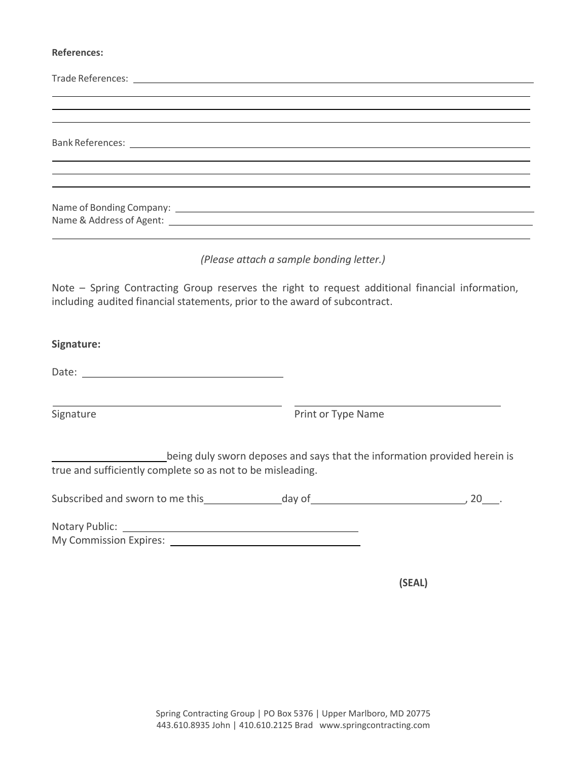**References:**

Trade References: ______________________________________________

______________________________________________

______________________________________________

______________________________________________

Bank References: ______________________________________________

______________________________________________

______________________________________________

______________________________________________

Name of Bonding Company: ______________________________________________

Name & Address of Agent: ______________________________________________

______________________________________________

*(Please attach a sample bonding letter.)*

Note – Spring Contracting Group reserves the right to request additional financial information, including audited financial statements, prior to the award of subcontract.

**Signature:**

Date: ______________________

______________________ ______________________

Signature Print or Type Name

______________ being duly sworn deposes and says that the information provided herein is true and sufficiently complete so as not to be misleading.

Subscribed and sworn to me this __________ day of ____________________, 20___.

Notary Public: ______________________

My Commission Expires: ______________________

**(SEAL)**

Spring Contracting Group | PO Box 5376 | Upper Marlboro, MD 20775
443.610.8935 John | 410.610.2125 Brad www.springcontracting.com